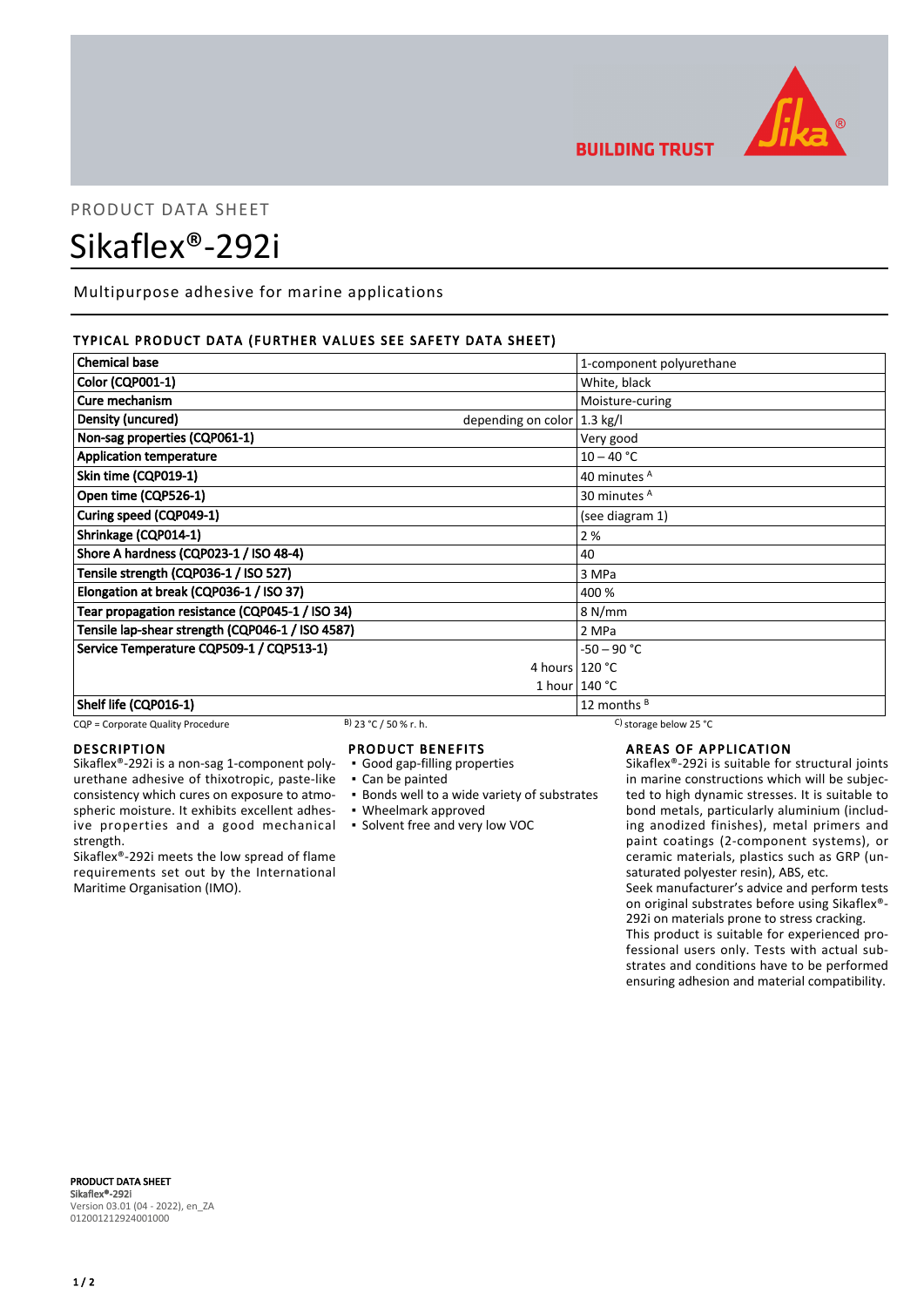PRODUCT DATA SHEET

# Sikaflex®-292i

Multipurpose adhesive for marine applications

## TYPICAL PRODUCT DATA (FURTHER VALUES SEE SAFETY DATA SHEET)

| Property | | Value |
|---|---|---|
| Chemical base | | 1-component polyurethane |
| Color (CQP001-1) | | White, black |
| Cure mechanism | | Moisture-curing |
| Density (uncured) | depending on color | 1.3 kg/l |
| Non-sag properties (CQP061-1) | | Very good |
| Application temperature | | 10 – 40 °C |
| Skin time (CQP019-1) | | 40 minutes [A] |
| Open time (CQP526-1) | | 30 minutes [A] |
| Curing speed (CQP049-1) | | (see diagram 1) |
| Shrinkage (CQP014-1) | | 2 % |
| Shore A hardness (CQP023-1 / ISO 48-4) | | 40 |
| Tensile strength (CQP036-1 / ISO 527) | | 3 MPa |
| Elongation at break (CQP036-1 / ISO 37) | | 400 % |
| Tear propagation resistance (CQP045-1 / ISO 34) | | 8 N/mm |
| Tensile lap-shear strength (CQP046-1 / ISO 4587) | | 2 MPa |
| Service Temperature CQP509-1 / CQP513-1) | | -50 – 90 °C |
| | 4 hours | 120 °C |
| | 1 hour | 140 °C |
| Shelf life (CQP016-1) | | 12 months [B] |

CQP = Corporate Quality Procedure  B) 23 °C / 50 % r. h.  C) storage below 25 °C

## DESCRIPTION

Sikaflex®-292i is a non-sag 1-component polyurethane adhesive of thixotropic, paste-like consistency which cures on exposure to atmospheric moisture. It exhibits excellent adhesive properties and a good mechanical strength.

Sikaflex®-292i meets the low spread of flame requirements set out by the International Maritime Organisation (IMO).

## PRODUCT BENEFITS

- Good gap-filling properties
- Can be painted
- Bonds well to a wide variety of substrates
- Wheelmark approved
- Solvent free and very low VOC

## AREAS OF APPLICATION

Sikaflex®-292i is suitable for structural joints in marine constructions which will be subjected to high dynamic stresses. It is suitable to bond metals, particularly aluminium (including anodized finishes), metal primers and paint coatings (2-component systems), or ceramic materials, plastics such as GRP (unsaturated polyester resin), ABS, etc.

Seek manufacturer's advice and perform tests on original substrates before using Sikaflex®-292i on materials prone to stress cracking.

This product is suitable for experienced professional users only. Tests with actual substrates and conditions have to be performed ensuring adhesion and material compatibility.

**PRODUCT DATA SHEET**
Sikaflex®-292i
Version 03.01 (04 - 2022), en_ZA
012001212924001000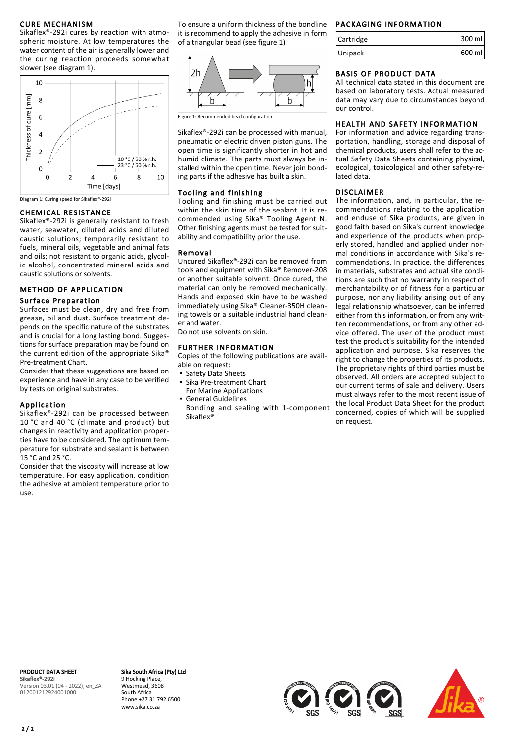## CURE MECHANISM

Sikaflex®-292i cures by reaction with atmospheric moisture. At low temperatures the water content of the air is generally lower and the curing reaction proceeds somewhat slower (see diagram 1).

10
8
6
4
2
0
Thickness of cure [mm]
0 2 4 6 8 10
Time [days]
10 °C / 50 % r.h.
23 °C / 50 % r.h.

Diagram 1: Curing speed for Sikaflex®-292i

## CHEMICAL RESISTANCE

Sikaflex®-292i is generally resistant to fresh water, seawater, diluted acids and diluted caustic solutions; temporarily resistant to fuels, mineral oils, vegetable and animal fats and oils; not resistant to organic acids, glycolic alcohol, concentrated mineral acids and caustic solutions or solvents.

## METHOD OF APPLICATION

### Surface Preparation

Surfaces must be clean, dry and free from grease, oil and dust. Surface treatment depends on the specific nature of the substrates and is crucial for a long lasting bond. Suggestions for surface preparation may be found on the current edition of the appropriate Sika® Pre-treatment Chart.

Consider that these suggestions are based on experience and have in any case to be verified by tests on original substrates.

### Application

Sikaflex®-292i can be processed between 10 °C and 40 °C (climate and product) but changes in reactivity and application properties have to be considered. The optimum temperature for substrate and sealant is between 15 °C and 25 °C.

Consider that the viscosity will increase at low temperature. For easy application, condition the adhesive at ambient temperature prior to use.

To ensure a uniform thickness of the bondline it is recommend to apply the adhesive in form of a triangular bead (see figure 1).

2h
b
h
b

Figure 1: Recommended bead configuration

Sikaflex®-292i can be processed with manual, pneumatic or electric driven piston guns. The open time is significantly shorter in hot and humid climate. The parts must always be installed within the open time. Never join bonding parts if the adhesive has built a skin.

### Tooling and finishing

Tooling and finishing must be carried out within the skin time of the sealant. It is recommended using Sika® Tooling Agent N. Other finishing agents must be tested for suitability and compatibility prior the use.

### Removal

Uncured Sikaflex®-292i can be removed from tools and equipment with Sika® Remover-208 or another suitable solvent. Once cured, the material can only be removed mechanically. Hands and exposed skin have to be washed immediately using Sika® Cleaner-350H cleaning towels or a suitable industrial hand cleaner and water.

Do not use solvents on skin.

## FURTHER INFORMATION

Copies of the following publications are available on request:

- Safety Data Sheets
- Sika Pre-treatment Chart For Marine Applications
- General Guidelines Bonding and sealing with 1-component Sikaflex®

## PACKAGING INFORMATION

| | |
|---|---|
| Cartridge | 300 ml |
| Unipack | 600 ml |

## BASIS OF PRODUCT DATA

All technical data stated in this document are based on laboratory tests. Actual measured data may vary due to circumstances beyond our control.

## HEALTH AND SAFETY INFORMATION

For information and advice regarding transportation, handling, storage and disposal of chemical products, users shall refer to the actual Safety Data Sheets containing physical, ecological, toxicological and other safety-related data.

## DISCLAIMER

The information, and, in particular, the recommendations relating to the application and enduse of Sika products, are given in good faith based on Sika's current knowledge and experience of the products when properly stored, handled and applied under normal conditions in accordance with Sika's recommendations. In practice, the differences in materials, substrates and actual site conditions are such that no warranty in respect of merchantability or of fitness for a particular purpose, nor any liability arising out of any legal relationship whatsoever, can be inferred either from this information, or from any written recommendations, or from any other advice offered. The user of the product must test the product's suitability for the intended application and purpose. Sika reserves the right to change the properties of its products. The proprietary rights of third parties must be observed. All orders are accepted subject to our current terms of sale and delivery. Users must always refer to the most recent issue of the local Product Data Sheet for the product concerned, copies of which will be supplied on request.

**PRODUCT DATA SHEET**
**Sikaflex®-292i**
Version 03.01 (04 - 2022), en_ZA
012001212924001000

**Sika South Africa (Pty) Ltd**
9 Hocking Place,
Westmead, 3608
South Africa
Phone +27 31 792 6500
www.sika.co.za